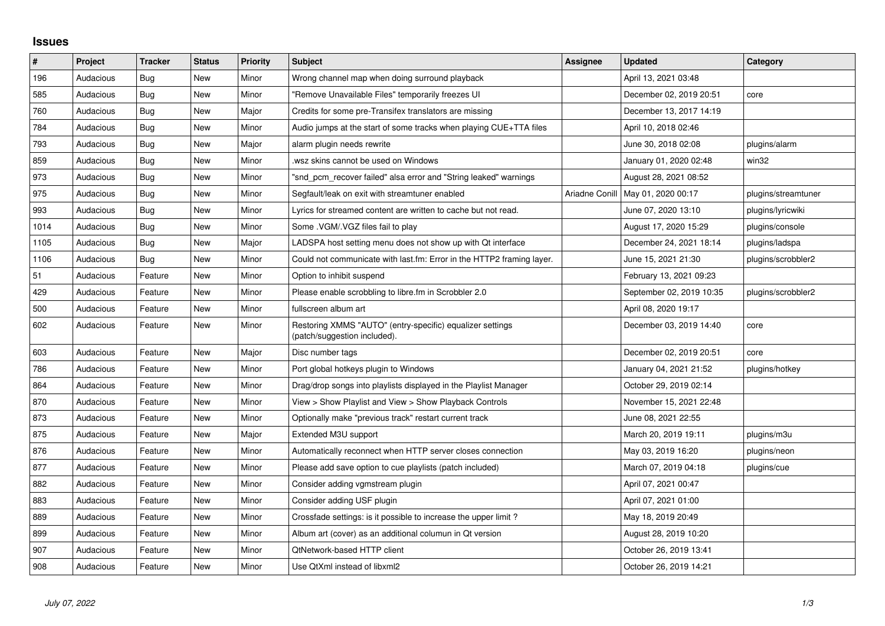## Issues

| # | Project | Tracker | Status | Priority | Subject | Assignee | Updated | Category |
|---|---|---|---|---|---|---|---|---|
| 196 | Audacious | Bug | New | Minor | Wrong channel map when doing surround playback | | April 13, 2021 03:48 | |
| 585 | Audacious | Bug | New | Minor | "Remove Unavailable Files" temporarily freezes UI | | December 02, 2019 20:51 | core |
| 760 | Audacious | Bug | New | Major | Credits for some pre-Transifex translators are missing | | December 13, 2017 14:19 | |
| 784 | Audacious | Bug | New | Minor | Audio jumps at the start of some tracks when playing CUE+TTA files | | April 10, 2018 02:46 | |
| 793 | Audacious | Bug | New | Major | alarm plugin needs rewrite | | June 30, 2018 02:08 | plugins/alarm |
| 859 | Audacious | Bug | New | Minor | .wsz skins cannot be used on Windows | | January 01, 2020 02:48 | win32 |
| 973 | Audacious | Bug | New | Minor | "snd_pcm_recover failed" alsa error and "String leaked" warnings | | August 28, 2021 08:52 | |
| 975 | Audacious | Bug | New | Minor | Segfault/leak on exit with streamtuner enabled | Ariadne Conill | May 01, 2020 00:17 | plugins/streamtuner |
| 993 | Audacious | Bug | New | Minor | Lyrics for streamed content are written to cache but not read. | | June 07, 2020 13:10 | plugins/lyricwiki |
| 1014 | Audacious | Bug | New | Minor | Some .VGM/.VGZ files fail to play | | August 17, 2020 15:29 | plugins/console |
| 1105 | Audacious | Bug | New | Major | LADSPA host setting menu does not show up with Qt interface | | December 24, 2021 18:14 | plugins/ladspa |
| 1106 | Audacious | Bug | New | Minor | Could not communicate with last.fm: Error in the HTTP2 framing layer. | | June 15, 2021 21:30 | plugins/scrobbler2 |
| 51 | Audacious | Feature | New | Minor | Option to inhibit suspend | | February 13, 2021 09:23 | |
| 429 | Audacious | Feature | New | Minor | Please enable scrobbling to libre.fm in Scrobbler 2.0 | | September 02, 2019 10:35 | plugins/scrobbler2 |
| 500 | Audacious | Feature | New | Minor | fullscreen album art | | April 08, 2020 19:17 | |
| 602 | Audacious | Feature | New | Minor | Restoring XMMS "AUTO" (entry-specific) equalizer settings (patch/suggestion included). | | December 03, 2019 14:40 | core |
| 603 | Audacious | Feature | New | Major | Disc number tags | | December 02, 2019 20:51 | core |
| 786 | Audacious | Feature | New | Minor | Port global hotkeys plugin to Windows | | January 04, 2021 21:52 | plugins/hotkey |
| 864 | Audacious | Feature | New | Minor | Drag/drop songs into playlists displayed in the Playlist Manager | | October 29, 2019 02:14 | |
| 870 | Audacious | Feature | New | Minor | View > Show Playlist and View > Show Playback Controls | | November 15, 2021 22:48 | |
| 873 | Audacious | Feature | New | Minor | Optionally make "previous track" restart current track | | June 08, 2021 22:55 | |
| 875 | Audacious | Feature | New | Major | Extended M3U support | | March 20, 2019 19:11 | plugins/m3u |
| 876 | Audacious | Feature | New | Minor | Automatically reconnect when HTTP server closes connection | | May 03, 2019 16:20 | plugins/neon |
| 877 | Audacious | Feature | New | Minor | Please add save option to cue playlists (patch included) | | March 07, 2019 04:18 | plugins/cue |
| 882 | Audacious | Feature | New | Minor | Consider adding vgmstream plugin | | April 07, 2021 00:47 | |
| 883 | Audacious | Feature | New | Minor | Consider adding USF plugin | | April 07, 2021 01:00 | |
| 889 | Audacious | Feature | New | Minor | Crossfade settings: is it possible to increase the upper limit ? | | May 18, 2019 20:49 | |
| 899 | Audacious | Feature | New | Minor | Album art (cover) as an additional columun in Qt version | | August 28, 2019 10:20 | |
| 907 | Audacious | Feature | New | Minor | QtNetwork-based HTTP client | | October 26, 2019 13:41 | |
| 908 | Audacious | Feature | New | Minor | Use QtXml instead of libxml2 | | October 26, 2019 14:21 | |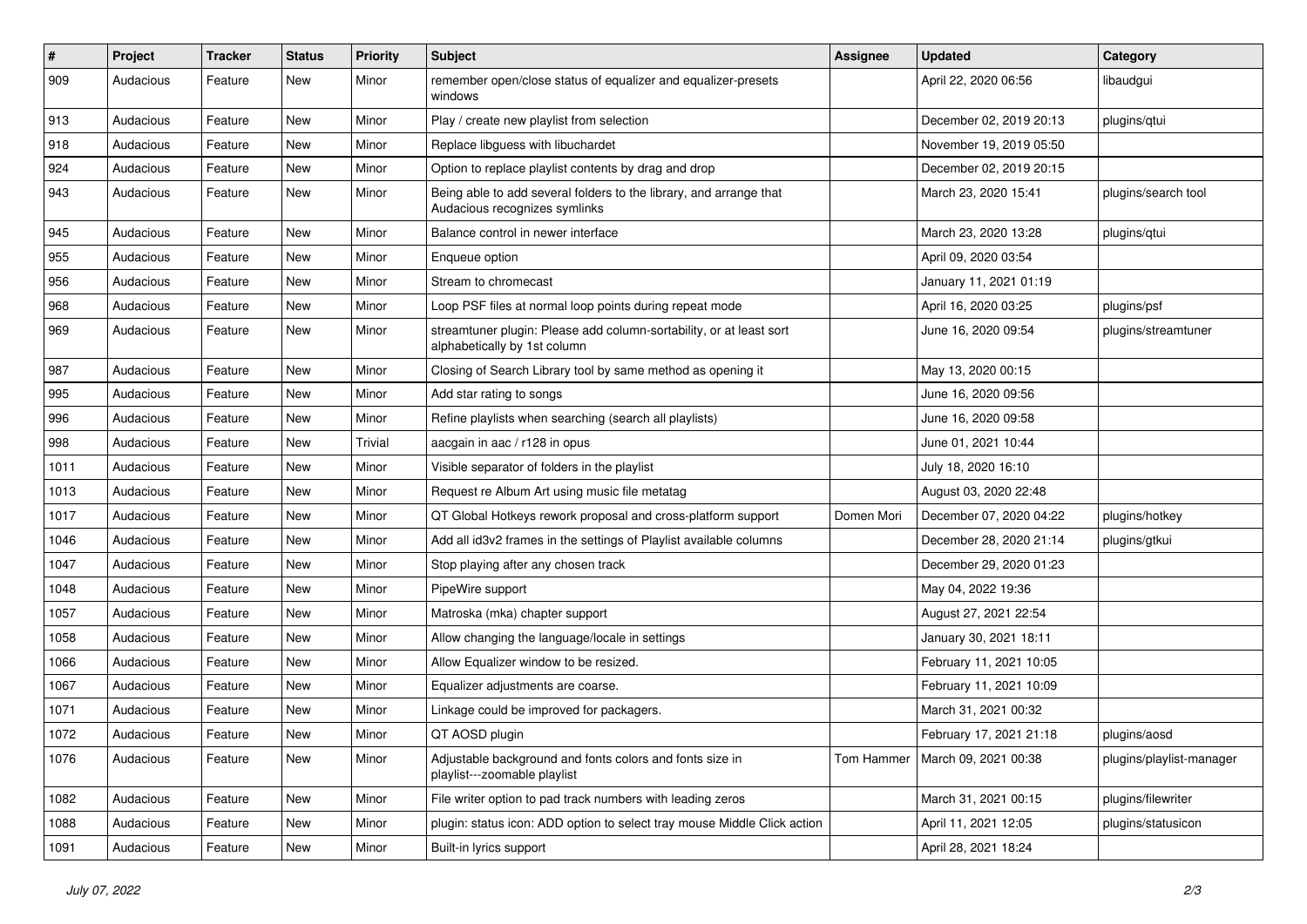| # | Project | Tracker | Status | Priority | Subject | Assignee | Updated | Category |
|---|---|---|---|---|---|---|---|---|
| 909 | Audacious | Feature | New | Minor | remember open/close status of equalizer and equalizer-presets windows | | April 22, 2020 06:56 | libaudgui |
| 913 | Audacious | Feature | New | Minor | Play / create new playlist from selection | | December 02, 2019 20:13 | plugins/qtui |
| 918 | Audacious | Feature | New | Minor | Replace libguess with libuchardet | | November 19, 2019 05:50 | |
| 924 | Audacious | Feature | New | Minor | Option to replace playlist contents by drag and drop | | December 02, 2019 20:15 | |
| 943 | Audacious | Feature | New | Minor | Being able to add several folders to the library, and arrange that Audacious recognizes symlinks | | March 23, 2020 15:41 | plugins/search tool |
| 945 | Audacious | Feature | New | Minor | Balance control in newer interface | | March 23, 2020 13:28 | plugins/qtui |
| 955 | Audacious | Feature | New | Minor | Enqueue option | | April 09, 2020 03:54 | |
| 956 | Audacious | Feature | New | Minor | Stream to chromecast | | January 11, 2021 01:19 | |
| 968 | Audacious | Feature | New | Minor | Loop PSF files at normal loop points during repeat mode | | April 16, 2020 03:25 | plugins/psf |
| 969 | Audacious | Feature | New | Minor | streamtuner plugin: Please add column-sortability, or at least sort alphabetically by 1st column | | June 16, 2020 09:54 | plugins/streamtuner |
| 987 | Audacious | Feature | New | Minor | Closing of Search Library tool by same method as opening it | | May 13, 2020 00:15 | |
| 995 | Audacious | Feature | New | Minor | Add star rating to songs | | June 16, 2020 09:56 | |
| 996 | Audacious | Feature | New | Minor | Refine playlists when searching (search all playlists) | | June 16, 2020 09:58 | |
| 998 | Audacious | Feature | New | Trivial | aacgain in aac / r128 in opus | | June 01, 2021 10:44 | |
| 1011 | Audacious | Feature | New | Minor | Visible separator of folders in the playlist | | July 18, 2020 16:10 | |
| 1013 | Audacious | Feature | New | Minor | Request re Album Art using music file metatag | | August 03, 2020 22:48 | |
| 1017 | Audacious | Feature | New | Minor | QT Global Hotkeys rework proposal and cross-platform support | Domen Mori | December 07, 2020 04:22 | plugins/hotkey |
| 1046 | Audacious | Feature | New | Minor | Add all id3v2 frames in the settings of Playlist available columns | | December 28, 2020 21:14 | plugins/gtkui |
| 1047 | Audacious | Feature | New | Minor | Stop playing after any chosen track | | December 29, 2020 01:23 | |
| 1048 | Audacious | Feature | New | Minor | PipeWire support | | May 04, 2022 19:36 | |
| 1057 | Audacious | Feature | New | Minor | Matroska (mka) chapter support | | August 27, 2021 22:54 | |
| 1058 | Audacious | Feature | New | Minor | Allow changing the language/locale in settings | | January 30, 2021 18:11 | |
| 1066 | Audacious | Feature | New | Minor | Allow Equalizer window to be resized. | | February 11, 2021 10:05 | |
| 1067 | Audacious | Feature | New | Minor | Equalizer adjustments are coarse. | | February 11, 2021 10:09 | |
| 1071 | Audacious | Feature | New | Minor | Linkage could be improved for packagers. | | March 31, 2021 00:32 | |
| 1072 | Audacious | Feature | New | Minor | QT AOSD plugin | | February 17, 2021 21:18 | plugins/aosd |
| 1076 | Audacious | Feature | New | Minor | Adjustable background and fonts colors and fonts size in playlist---zoomable playlist | Tom Hammer | March 09, 2021 00:38 | plugins/playlist-manager |
| 1082 | Audacious | Feature | New | Minor | File writer option to pad track numbers with leading zeros | | March 31, 2021 00:15 | plugins/filewriter |
| 1088 | Audacious | Feature | New | Minor | plugin: status icon: ADD option to select tray mouse Middle Click action | | April 11, 2021 12:05 | plugins/statusicon |
| 1091 | Audacious | Feature | New | Minor | Built-in lyrics support | | April 28, 2021 18:24 | |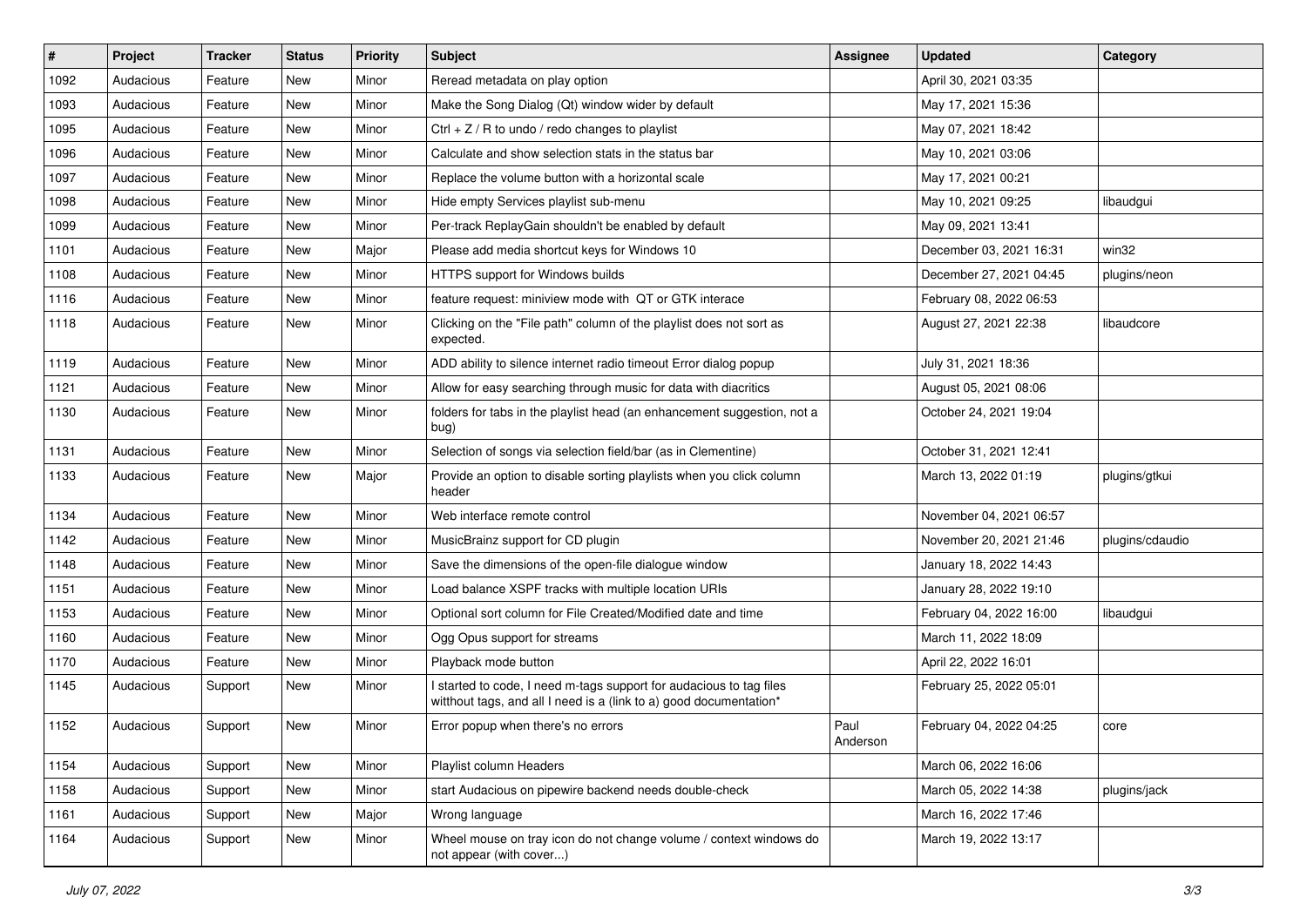| # | Project | Tracker | Status | Priority | Subject | Assignee | Updated | Category |
|---|---|---|---|---|---|---|---|---|
| 1092 | Audacious | Feature | New | Minor | Reread metadata on play option | | April 30, 2021 03:35 | |
| 1093 | Audacious | Feature | New | Minor | Make the Song Dialog (Qt) window wider by default | | May 17, 2021 15:36 | |
| 1095 | Audacious | Feature | New | Minor | Ctrl + Z / R to undo / redo changes to playlist | | May 07, 2021 18:42 | |
| 1096 | Audacious | Feature | New | Minor | Calculate and show selection stats in the status bar | | May 10, 2021 03:06 | |
| 1097 | Audacious | Feature | New | Minor | Replace the volume button with a horizontal scale | | May 17, 2021 00:21 | |
| 1098 | Audacious | Feature | New | Minor | Hide empty Services playlist sub-menu | | May 10, 2021 09:25 | libaudgui |
| 1099 | Audacious | Feature | New | Minor | Per-track ReplayGain shouldn't be enabled by default | | May 09, 2021 13:41 | |
| 1101 | Audacious | Feature | New | Major | Please add media shortcut keys for Windows 10 | | December 03, 2021 16:31 | win32 |
| 1108 | Audacious | Feature | New | Minor | HTTPS support for Windows builds | | December 27, 2021 04:45 | plugins/neon |
| 1116 | Audacious | Feature | New | Minor | feature request: miniview mode with QT or GTK interace | | February 08, 2022 06:53 | |
| 1118 | Audacious | Feature | New | Minor | Clicking on the "File path" column of the playlist does not sort as expected. | | August 27, 2021 22:38 | libaudcore |
| 1119 | Audacious | Feature | New | Minor | ADD ability to silence internet radio timeout Error dialog popup | | July 31, 2021 18:36 | |
| 1121 | Audacious | Feature | New | Minor | Allow for easy searching through music for data with diacritics | | August 05, 2021 08:06 | |
| 1130 | Audacious | Feature | New | Minor | folders for tabs in the playlist head (an enhancement suggestion, not a bug) | | October 24, 2021 19:04 | |
| 1131 | Audacious | Feature | New | Minor | Selection of songs via selection field/bar (as in Clementine) | | October 31, 2021 12:41 | |
| 1133 | Audacious | Feature | New | Major | Provide an option to disable sorting playlists when you click column header | | March 13, 2022 01:19 | plugins/gtkui |
| 1134 | Audacious | Feature | New | Minor | Web interface remote control | | November 04, 2021 06:57 | |
| 1142 | Audacious | Feature | New | Minor | MusicBrainz support for CD plugin | | November 20, 2021 21:46 | plugins/cdaudio |
| 1148 | Audacious | Feature | New | Minor | Save the dimensions of the open-file dialogue window | | January 18, 2022 14:43 | |
| 1151 | Audacious | Feature | New | Minor | Load balance XSPF tracks with multiple location URIs | | January 28, 2022 19:10 | |
| 1153 | Audacious | Feature | New | Minor | Optional sort column for File Created/Modified date and time | | February 04, 2022 16:00 | libaudgui |
| 1160 | Audacious | Feature | New | Minor | Ogg Opus support for streams | | March 11, 2022 18:09 | |
| 1170 | Audacious | Feature | New | Minor | Playback mode button | | April 22, 2022 16:01 | |
| 1145 | Audacious | Support | New | Minor | I started to code, I need m-tags support for audacious to tag files witthout tags, and all I need is a (link to a) good documentation* | | February 25, 2022 05:01 | |
| 1152 | Audacious | Support | New | Minor | Error popup when there's no errors | Paul Anderson | February 04, 2022 04:25 | core |
| 1154 | Audacious | Support | New | Minor | Playlist column Headers | | March 06, 2022 16:06 | |
| 1158 | Audacious | Support | New | Minor | start Audacious on pipewire backend needs double-check | | March 05, 2022 14:38 | plugins/jack |
| 1161 | Audacious | Support | New | Major | Wrong language | | March 16, 2022 17:46 | |
| 1164 | Audacious | Support | New | Minor | Wheel mouse on tray icon do not change volume / context windows do not appear (with cover...) | | March 19, 2022 13:17 | |